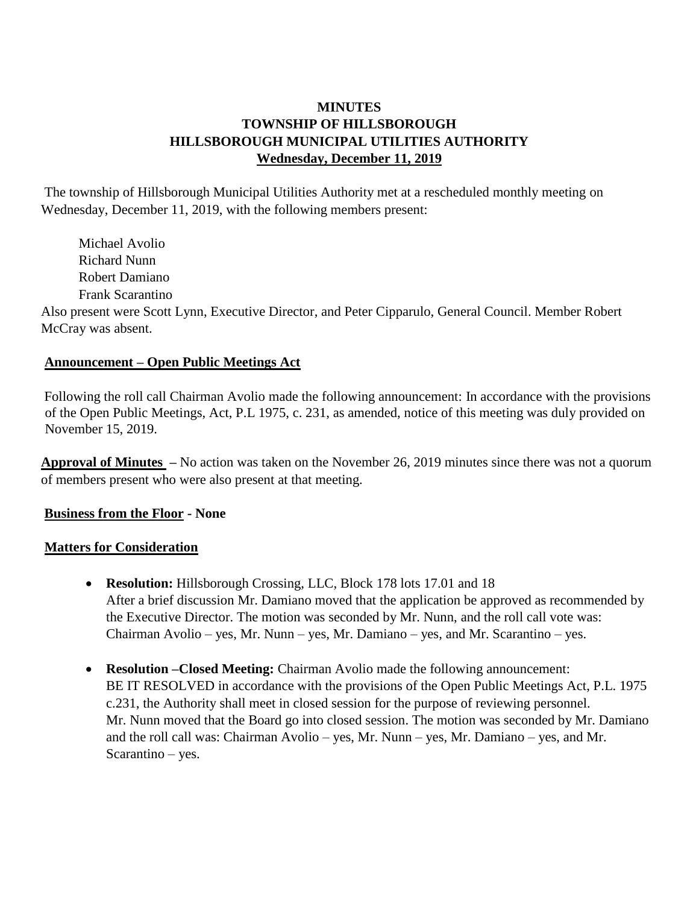# MINUTES
# TOWNSHIP OF HILLSBOROUGH
# HILLSBOROUGH MUNICIPAL UTILITIES AUTHORITY
## Wednesday, December 11, 2019

The township of Hillsborough Municipal Utilities Authority met at a rescheduled monthly meeting on Wednesday, December 11, 2019, with the following members present:

Michael Avolio
Richard Nunn
Robert Damiano
Frank Scarantino

Also present were Scott Lynn, Executive Director, and Peter Cipparulo, General Council. Member Robert McCray was absent.

**Announcement – Open Public Meetings Act**

Following the roll call Chairman Avolio made the following announcement: In accordance with the provisions of the Open Public Meetings, Act, P.L 1975, c. 231, as amended, notice of this meeting was duly provided on November 15, 2019.

**Approval of Minutes** – No action was taken on the November 26, 2019 minutes since there was not a quorum of members present who were also present at that meeting.

**Business from the Floor - None**

**Matters for Consideration**

- **Resolution:** Hillsborough Crossing, LLC, Block 178 lots 17.01 and 18
  After a brief discussion Mr. Damiano moved that the application be approved as recommended by the Executive Director. The motion was seconded by Mr. Nunn, and the roll call vote was: Chairman Avolio – yes, Mr. Nunn – yes, Mr. Damiano – yes, and Mr. Scarantino – yes.

- **Resolution –Closed Meeting:** Chairman Avolio made the following announcement:
  BE IT RESOLVED in accordance with the provisions of the Open Public Meetings Act, P.L. 1975 c.231, the Authority shall meet in closed session for the purpose of reviewing personnel.
  Mr. Nunn moved that the Board go into closed session. The motion was seconded by Mr. Damiano and the roll call was: Chairman Avolio – yes, Mr. Nunn – yes, Mr. Damiano – yes, and Mr. Scarantino – yes.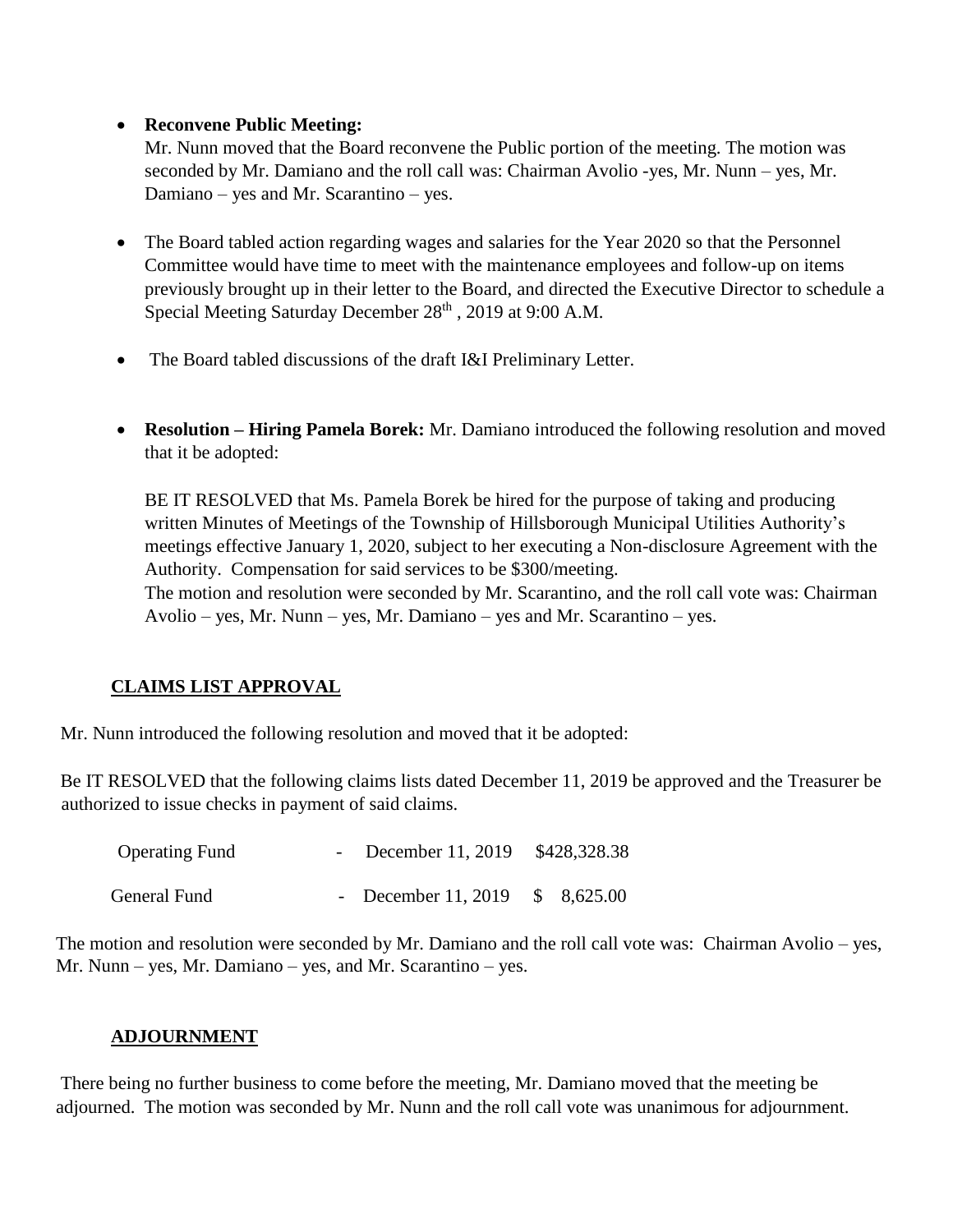- **Reconvene Public Meeting:**
  Mr. Nunn moved that the Board reconvene the Public portion of the meeting. The motion was seconded by Mr. Damiano and the roll call was: Chairman Avolio -yes, Mr. Nunn – yes, Mr. Damiano – yes and Mr. Scarantino – yes.

- The Board tabled action regarding wages and salaries for the Year 2020 so that the Personnel Committee would have time to meet with the maintenance employees and follow-up on items previously brought up in their letter to the Board, and directed the Executive Director to schedule a Special Meeting Saturday December 28th , 2019 at 9:00 A.M.

- The Board tabled discussions of the draft I&I Preliminary Letter.

- **Resolution – Hiring Pamela Borek:** Mr. Damiano introduced the following resolution and moved that it be adopted:

  BE IT RESOLVED that Ms. Pamela Borek be hired for the purpose of taking and producing written Minutes of Meetings of the Township of Hillsborough Municipal Utilities Authority's meetings effective January 1, 2020, subject to her executing a Non-disclosure Agreement with the Authority. Compensation for said services to be $300/meeting.
  The motion and resolution were seconded by Mr. Scarantino, and the roll call vote was: Chairman Avolio – yes, Mr. Nunn – yes, Mr. Damiano – yes and Mr. Scarantino – yes.

## CLAIMS LIST APPROVAL

Mr. Nunn introduced the following resolution and moved that it be adopted:

Be IT RESOLVED that the following claims lists dated December 11, 2019 be approved and the Treasurer be authorized to issue checks in payment of said claims.

| | | | |
|---|---|---|---|
| Operating Fund | - | December 11, 2019 | $428,328.38 |
| General Fund | - | December 11, 2019 | $ 8,625.00 |

The motion and resolution were seconded by Mr. Damiano and the roll call vote was: Chairman Avolio – yes, Mr. Nunn – yes, Mr. Damiano – yes, and Mr. Scarantino – yes.

## ADJOURNMENT

There being no further business to come before the meeting, Mr. Damiano moved that the meeting be adjourned. The motion was seconded by Mr. Nunn and the roll call vote was unanimous for adjournment.